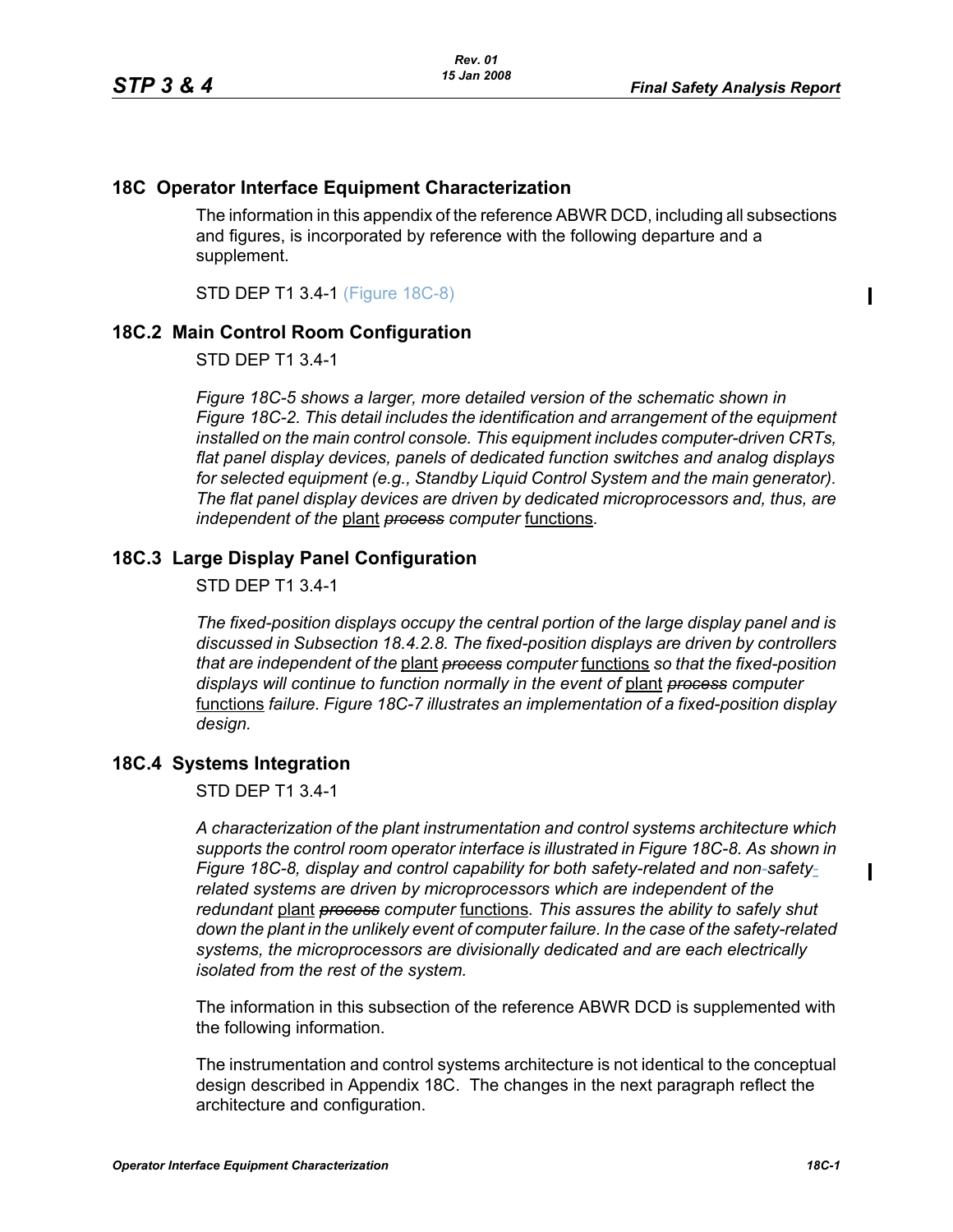## 18C Operator Interface Equipment Characterization

The information in this appendix of the reference ABWR DCD, including all subsections and figures, is incorporated by reference with the following departure and a supplement.

STD DEP T1 3.4-1 (Figure 18C-8)

## 18C.2 Main Control Room Configuration

STD DEP T1 3.4-1

*Figure 18C-5 shows a larger, more detailed version of the schematic shown in Figure 18C-2. This detail includes the identification and arrangement of the equipment installed on the main control console. This equipment includes computer-driven CRTs, flat panel display devices, panels of dedicated function switches and analog displays for selected equipment (e.g., Standby Liquid Control System and the main generator). The flat panel display devices are driven by dedicated microprocessors and, thus, are independent of the* plant ~~*process*~~ *computer* functions.

## 18C.3 Large Display Panel Configuration

STD DEP T1 3.4-1

*The fixed-position displays occupy the central portion of the large display panel and is discussed in Subsection 18.4.2.8. The fixed-position displays are driven by controllers that are independent of the* plant ~~*process*~~ *computer* functions *so that the fixed-position displays will continue to function normally in the event of* plant ~~*process*~~ *computer* functions *failure. Figure 18C-7 illustrates an implementation of a fixed-position display design.*

## 18C.4 Systems Integration

STD DEP T1 3.4-1

*A characterization of the plant instrumentation and control systems architecture which supports the control room operator interface is illustrated in Figure 18C-8. As shown in Figure 18C-8, display and control capability for both safety-related and non-safety-related systems are driven by microprocessors which are independent of the redundant* plant ~~*process*~~ *computer* functions*. This assures the ability to safely shut down the plant in the unlikely event of computer failure. In the case of the safety-related systems, the microprocessors are divisionally dedicated and are each electrically isolated from the rest of the system.*

The information in this subsection of the reference ABWR DCD is supplemented with the following information.

The instrumentation and control systems architecture is not identical to the conceptual design described in Appendix 18C. The changes in the next paragraph reflect the architecture and configuration.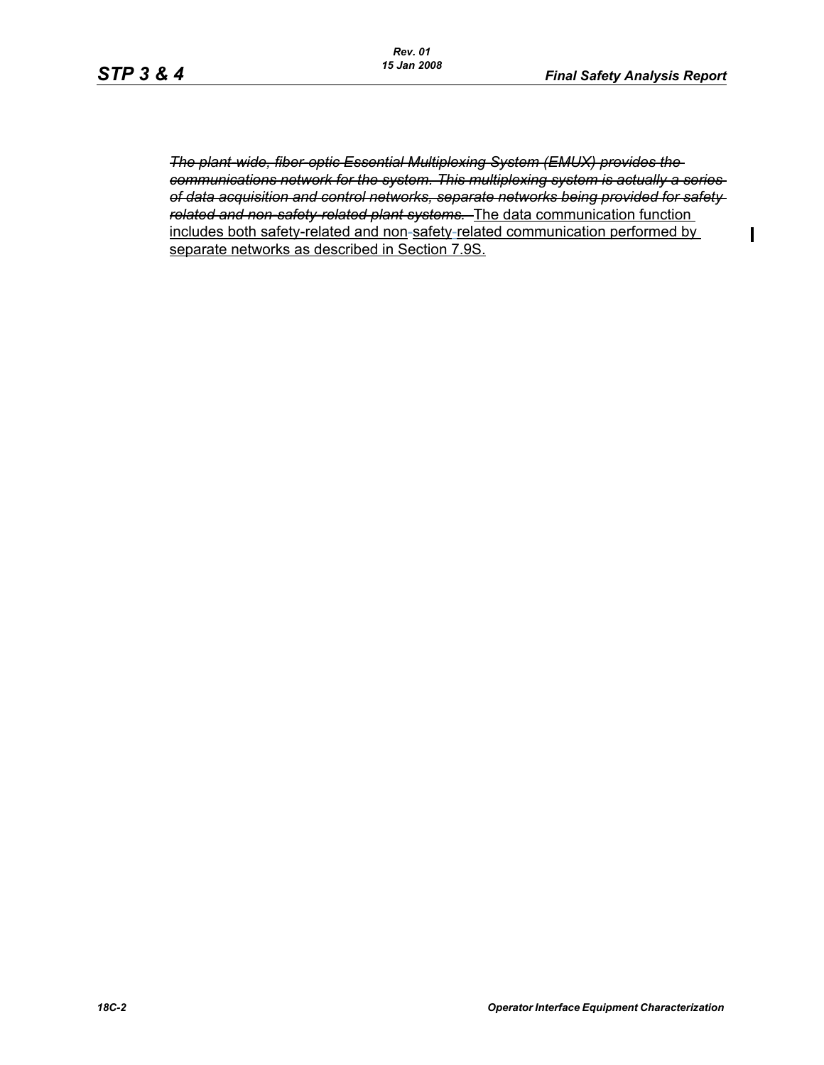~~*The plant-wide, fiber-optic Essential Multiplexing System (EMUX) provides the communications network for the system. This multiplexing system is actually a series of data acquisition and control networks, separate networks being provided for safety related and non-safety-related plant systems.*~~ <u>The data communication function includes both safety-related and non-safety-related communication performed by separate networks as described in Section 7.9S.</u>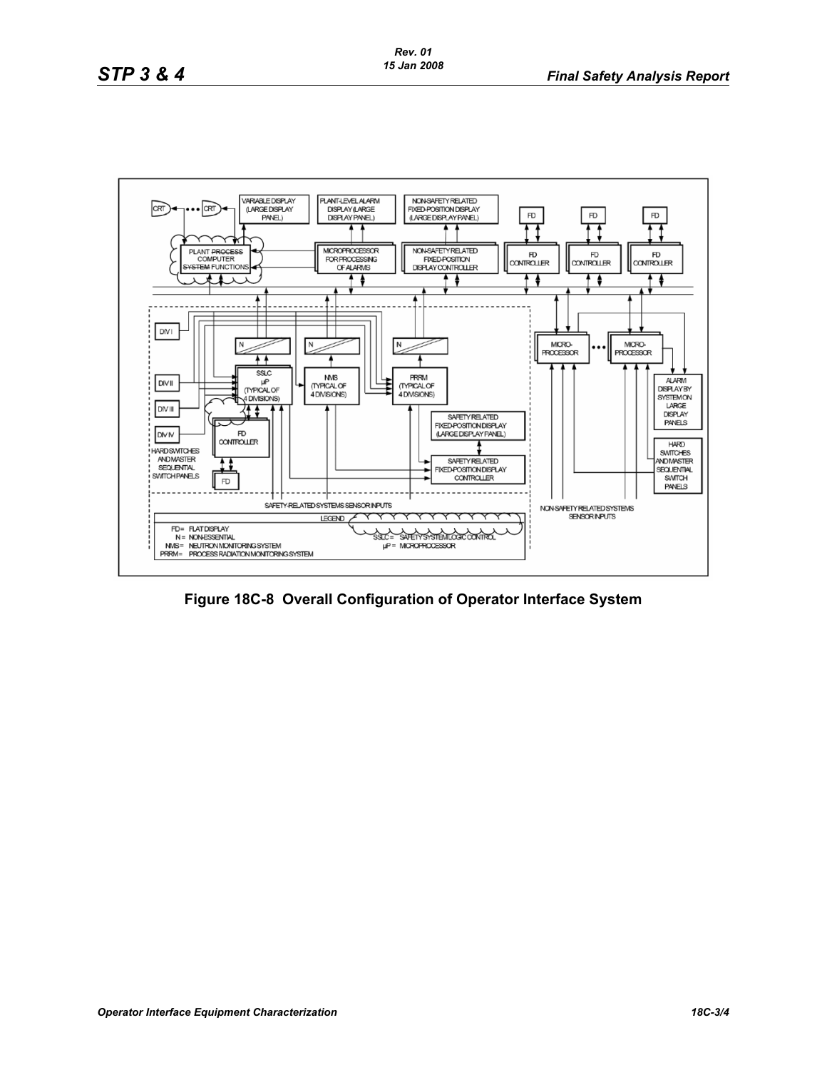CRT
CRT
VARIABLE DISPLAY (LARGE DISPLAY PANEL)
PLANT-LEVEL ALARM DISPLAY (LARGE DISPLAY PANEL)
NON-SAFETY RELATED FIXED-POSITION DISPLAY (LARGE DISPLAY PANEL)
FD
FD
FD
PLANT PROCESS COMPUTER SYSTEM FUNCTIONS
MICROPROCESSOR FOR PROCESSING OF ALARMS
NON-SAFETY RELATED FIXED-POSITION DISPLAY CONTROLLER
FD CONTROLLER
FD CONTROLLER
FD CONTROLLER
DIV I
DIV II
DIV III
DIV IV
N
N
N
SSLC μP (TYPICAL OF 4 DIVISIONS)
NMS (TYPICAL OF 4 DIVISIONS)
PRRM (TYPICAL OF 4 DIVISIONS)
MICRO-PROCESSOR
MICRO-PROCESSOR
ALARM DISPLAY BY SYSTEM ON LARGE DISPLAY PANELS
HARD SWITCHES AND MASTER SEQUENTIAL SWITCH PANELS
FD CONTROLLER
FD
HARD SWITCHES AND MASTER SEQUENTIAL SWITCH PANELS
SAFETY RELATED FIXED-POSITION DISPLAY (LARGE DISPLAY PANEL)
SAFETY RELATED FIXED-POSITION DISPLAY CONTROLLER
SAFETY-RELATED SYSTEMS SENSOR INPUTS
NON-SAFETY RELATED SYSTEMS SENSOR INPUTS

LEGEND
FD = FLAT DISPLAY
N = NON-ESSENTIAL
NMS = NEUTRON MONITORING SYSTEM
PRRM = PROCESS RADIATION MONITORING SYSTEM
SSLC = SAFETY SYSTEM LOGIC CONTROL
μP = MICROPROCESSOR

**Figure 18C-8 Overall Configuration of Operator Interface System**